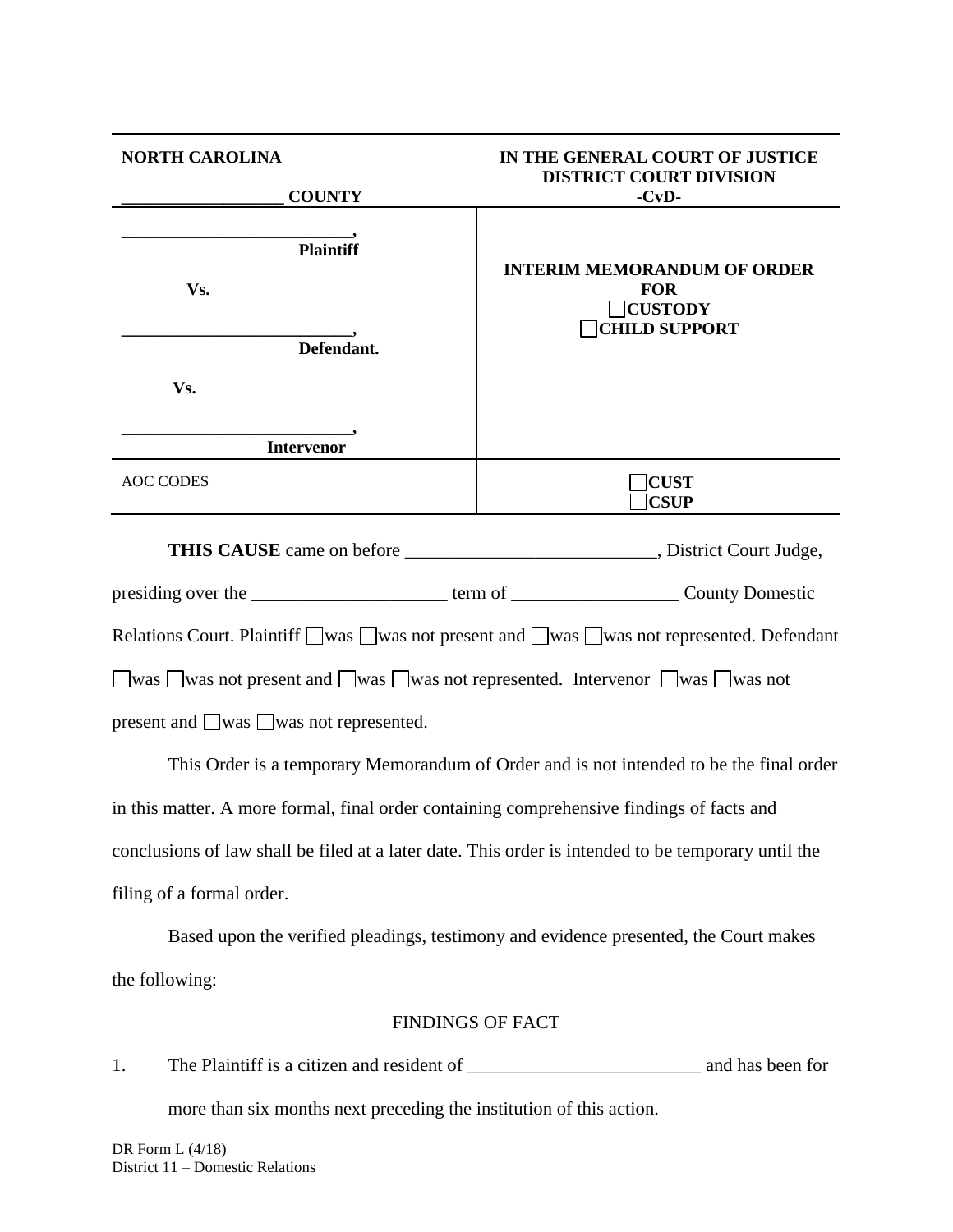| NORTH CAROLINA<br><br>\_\_\_\_\_\_\_\_\_\_\_\_\_\_\_\_\_\_ COUNTY | IN THE GENERAL COURT OF JUSTICE<br>DISTRICT COURT DIVISION<br>-CvD- |
|---|---|
| \_\_\_\_\_\_\_\_\_\_\_\_\_\_\_\_\_\_\_\_\_\_\_\_\_\_,<br>Plaintiff<br><br>Vs.<br><br>\_\_\_\_\_\_\_\_\_\_\_\_\_\_\_\_\_\_\_\_\_\_\_\_\_\_,<br>Defendant.<br><br>Vs.<br><br>\_\_\_\_\_\_\_\_\_\_\_\_\_\_\_\_\_\_\_\_\_\_\_\_\_\_,<br>Intervenor | **INTERIM MEMORANDUM OF ORDER**<br>**FOR**<br>☐ **CUSTODY**<br>☐ **CHILD SUPPORT** |
| AOC CODES | ☐ **CUST**<br>☐ **CSUP** |

**THIS CAUSE** came on before \_\_\_\_\_\_\_\_\_\_\_\_\_\_\_\_\_\_\_\_\_\_\_\_\_\_\_, District Court Judge, presiding over the \_\_\_\_\_\_\_\_\_\_\_\_\_\_\_\_\_\_\_\_\_ term of \_\_\_\_\_\_\_\_\_\_\_\_\_\_\_\_\_\_ County Domestic Relations Court. Plaintiff ☐ was ☐ was not present and ☐ was ☐ was not represented. Defendant ☐ was ☐ was not present and ☐ was ☐ was not represented. Intervenor ☐ was ☐ was not present and ☐ was ☐ was not represented.

This Order is a temporary Memorandum of Order and is not intended to be the final order in this matter. A more formal, final order containing comprehensive findings of facts and conclusions of law shall be filed at a later date. This order is intended to be temporary until the filing of a formal order.

Based upon the verified pleadings, testimony and evidence presented, the Court makes the following:

## FINDINGS OF FACT

1. The Plaintiff is a citizen and resident of \_\_\_\_\_\_\_\_\_\_\_\_\_\_\_\_\_\_\_\_\_\_\_\_\_ and has been for more than six months next preceding the institution of this action.

DR Form L (4/18)
District 11 – Domestic Relations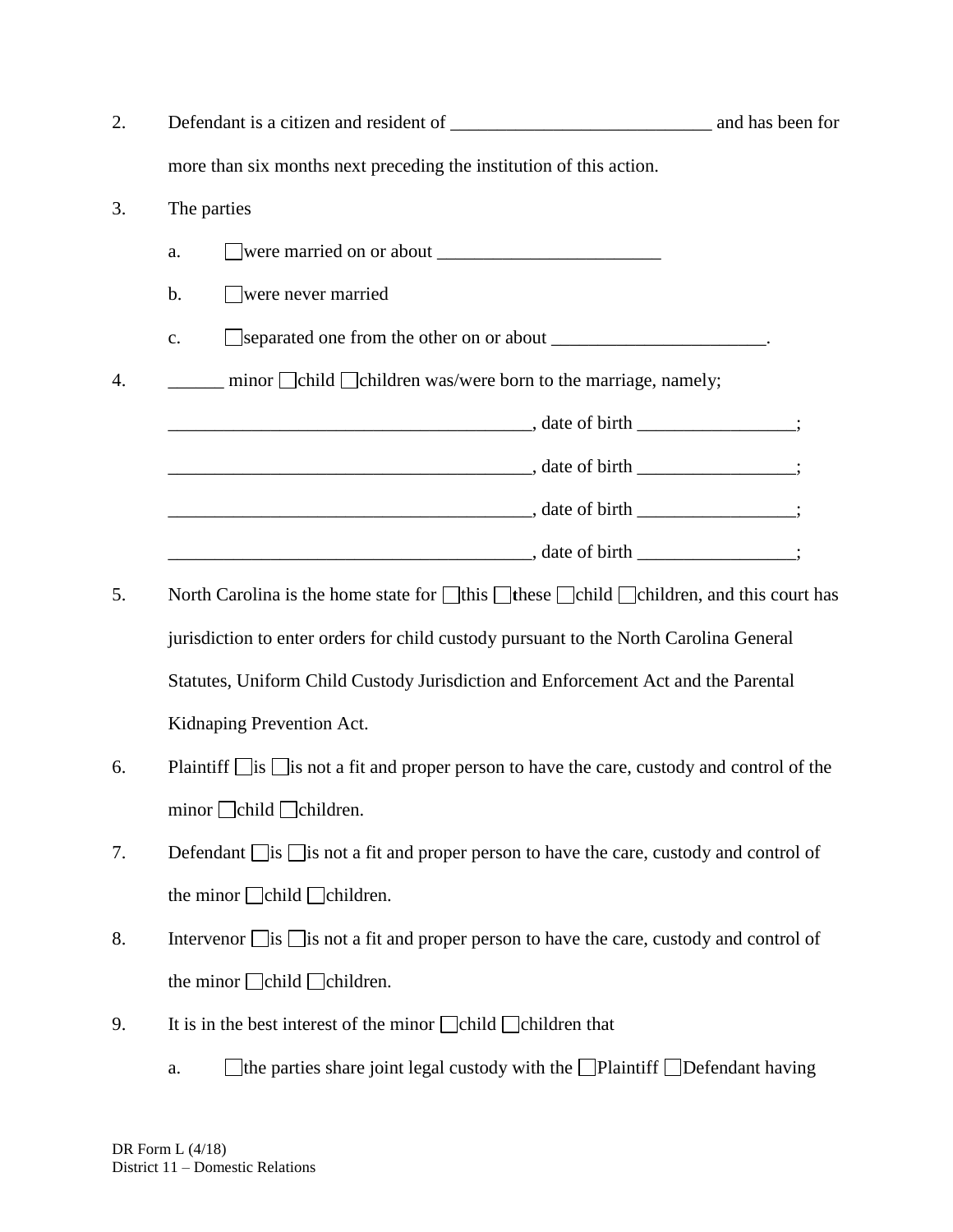2. Defendant is a citizen and resident of ____________________________ and has been for more than six months next preceding the institution of this action.

3. The parties

   a. ☐ were married on or about ________________________

   b. ☐ were never married

   c. ☐ separated one from the other on or about _______________________.

4. ______ minor ☐ child ☐ children was/were born to the marriage, namely;

   _______________________________________, date of birth _________________;

   _______________________________________, date of birth _________________;

   _______________________________________, date of birth _________________;

   _______________________________________, date of birth _________________;

5. North Carolina is the home state for ☐ this ☐ these ☐ child ☐ children, and this court has jurisdiction to enter orders for child custody pursuant to the North Carolina General Statutes, Uniform Child Custody Jurisdiction and Enforcement Act and the Parental Kidnaping Prevention Act.

6. Plaintiff ☐ is ☐ is not a fit and proper person to have the care, custody and control of the minor ☐ child ☐ children.

7. Defendant ☐ is ☐ is not a fit and proper person to have the care, custody and control of the minor ☐ child ☐ children.

8. Intervenor ☐ is ☐ is not a fit and proper person to have the care, custody and control of the minor ☐ child ☐ children.

9. It is in the best interest of the minor ☐ child ☐ children that

   a. ☐ the parties share joint legal custody with the ☐ Plaintiff ☐ Defendant having

DR Form L (4/18)
District 11 – Domestic Relations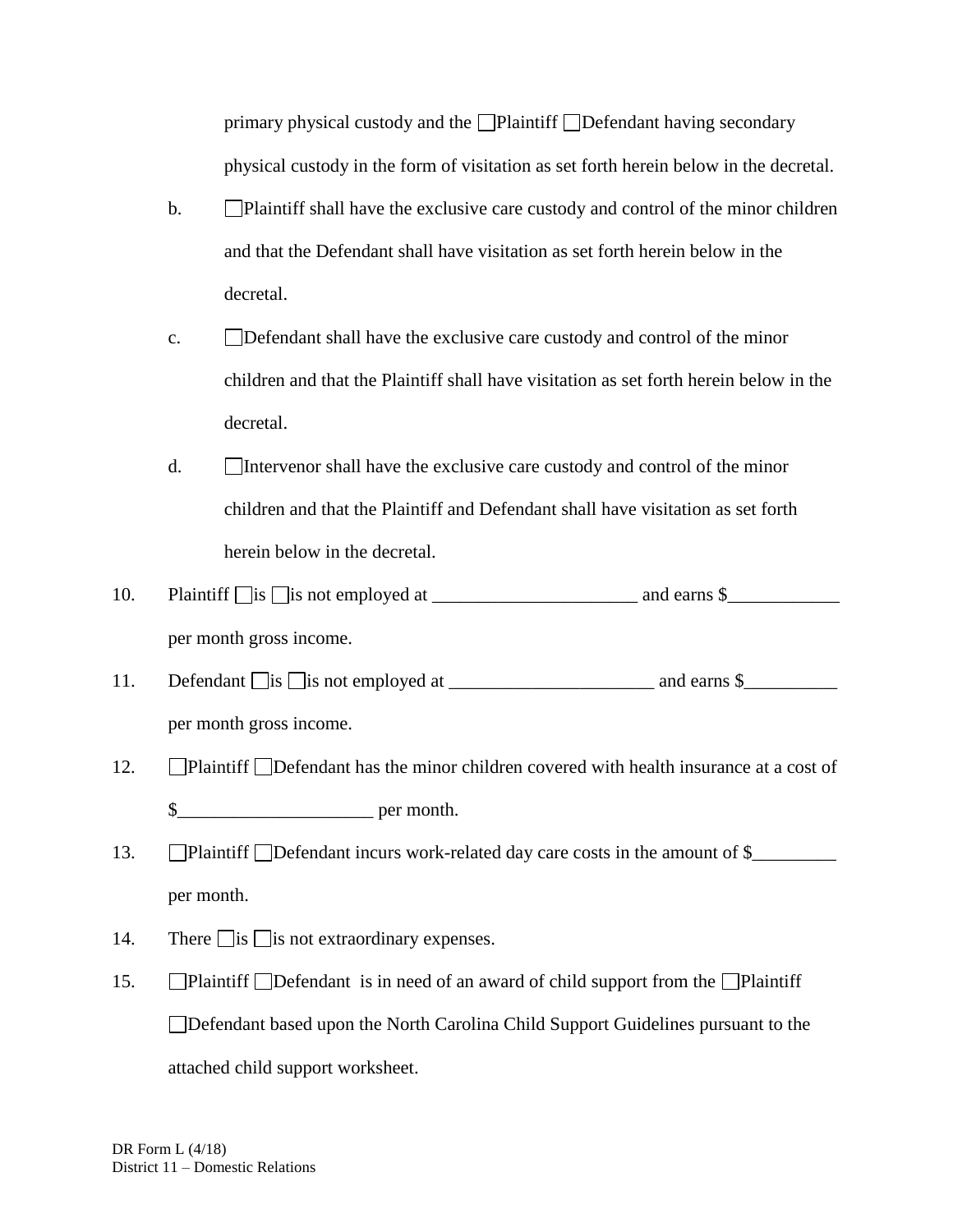primary physical custody and the ☐Plaintiff ☐Defendant having secondary physical custody in the form of visitation as set forth herein below in the decretal.

b. ☐Plaintiff shall have the exclusive care custody and control of the minor children and that the Defendant shall have visitation as set forth herein below in the decretal.

c. ☐Defendant shall have the exclusive care custody and control of the minor children and that the Plaintiff shall have visitation as set forth herein below in the decretal.

d. ☐Intervenor shall have the exclusive care custody and control of the minor children and that the Plaintiff and Defendant shall have visitation as set forth herein below in the decretal.

10. Plaintiff ☐is ☐is not employed at ______________________ and earns $____________ per month gross income.

11. Defendant ☐is ☐is not employed at ______________________ and earns $__________ per month gross income.

12. ☐Plaintiff ☐Defendant has the minor children covered with health insurance at a cost of $_____________________ per month.

13. ☐Plaintiff ☐Defendant incurs work-related day care costs in the amount of $_________ per month.

14. There ☐is ☐is not extraordinary expenses.

15. ☐Plaintiff ☐Defendant is in need of an award of child support from the ☐Plaintiff ☐Defendant based upon the North Carolina Child Support Guidelines pursuant to the attached child support worksheet.

DR Form L (4/18)
District 11 – Domestic Relations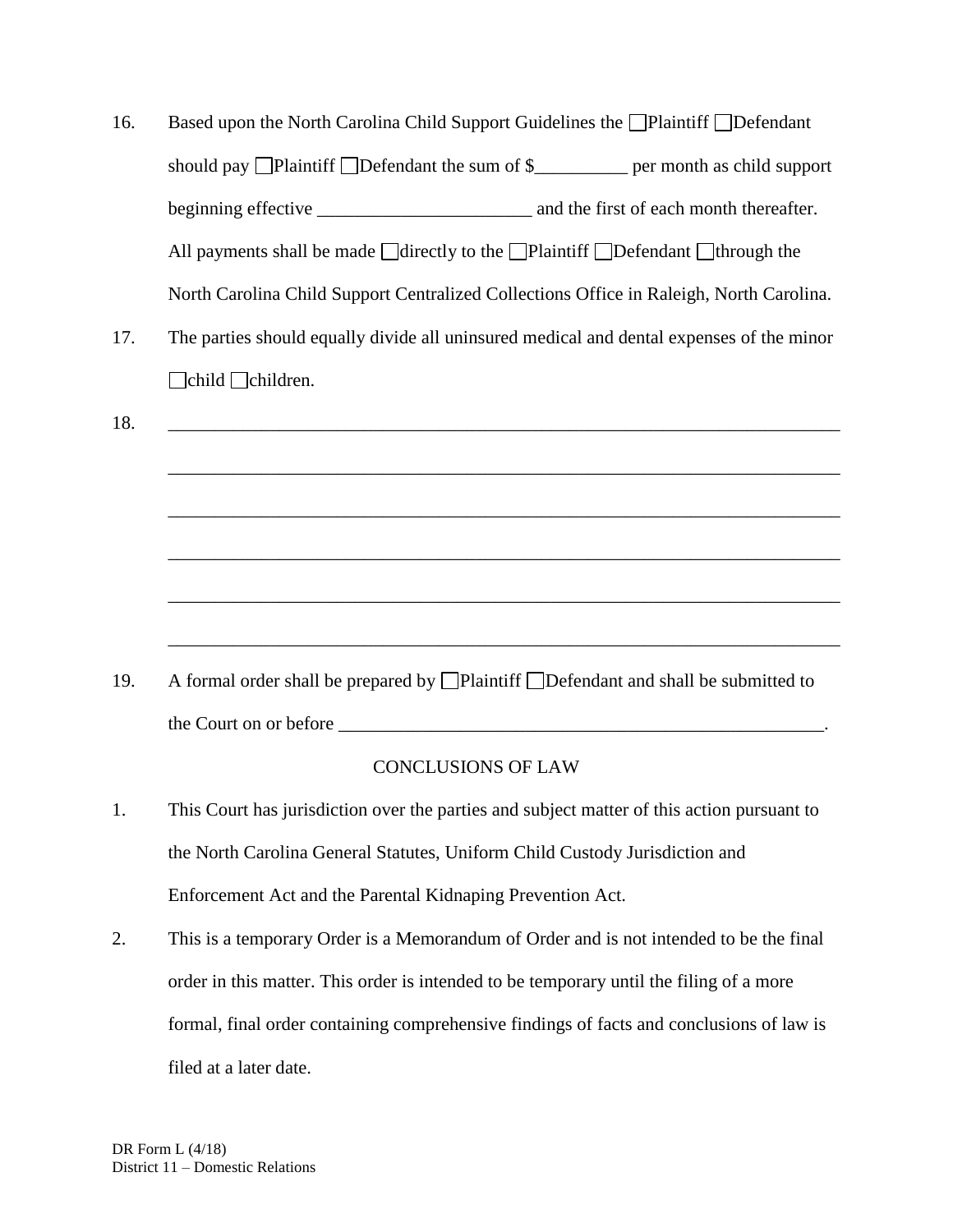16. Based upon the North Carolina Child Support Guidelines the ☐Plaintiff ☐Defendant should pay ☐Plaintiff ☐Defendant the sum of $__________ per month as child support beginning effective _______________________ and the first of each month thereafter. All payments shall be made ☐directly to the ☐Plaintiff ☐Defendant ☐through the North Carolina Child Support Centralized Collections Office in Raleigh, North Carolina.

17. The parties should equally divide all uninsured medical and dental expenses of the minor ☐child ☐children.

18. ___________________________________________________________________________

___________________________________________________________________________

___________________________________________________________________________

___________________________________________________________________________

___________________________________________________________________________

___________________________________________________________________________

19. A formal order shall be prepared by ☐Plaintiff ☐Defendant and shall be submitted to the Court on or before _______________________________________________________.

CONCLUSIONS OF LAW

1. This Court has jurisdiction over the parties and subject matter of this action pursuant to the North Carolina General Statutes, Uniform Child Custody Jurisdiction and Enforcement Act and the Parental Kidnaping Prevention Act.

2. This is a temporary Order is a Memorandum of Order and is not intended to be the final order in this matter. This order is intended to be temporary until the filing of a more formal, final order containing comprehensive findings of facts and conclusions of law is filed at a later date.

DR Form L (4/18)
District 11 – Domestic Relations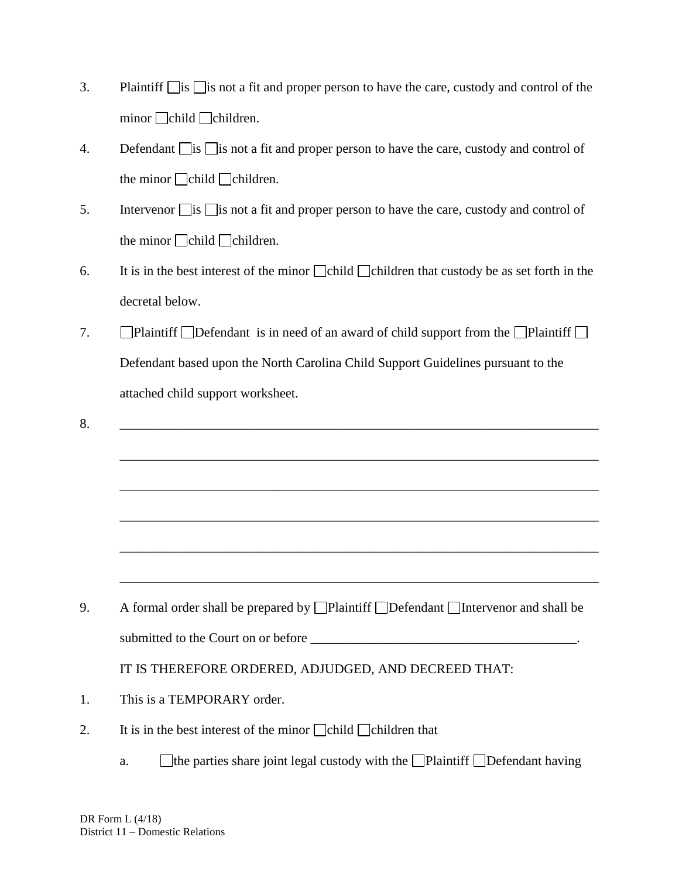3. Plaintiff ☐ is ☐ is not a fit and proper person to have the care, custody and control of the minor ☐ child ☐ children.

4. Defendant ☐ is ☐ is not a fit and proper person to have the care, custody and control of the minor ☐ child ☐ children.

5. Intervenor ☐ is ☐ is not a fit and proper person to have the care, custody and control of the minor ☐ child ☐ children.

6. It is in the best interest of the minor ☐ child ☐ children that custody be as set forth in the decretal below.

7. ☐ Plaintiff ☐ Defendant is in need of an award of child support from the ☐ Plaintiff ☐ Defendant based upon the North Carolina Child Support Guidelines pursuant to the attached child support worksheet.

8. ___________________________________________________________________________
___________________________________________________________________________
___________________________________________________________________________
___________________________________________________________________________
___________________________________________________________________________
___________________________________________________________________________

9. A formal order shall be prepared by ☐ Plaintiff ☐ Defendant ☐ Intervenor and shall be submitted to the Court on or before ________________________________________.

IT IS THEREFORE ORDERED, ADJUDGED, AND DECREED THAT:

1. This is a TEMPORARY order.

2. It is in the best interest of the minor ☐ child ☐ children that

   a. ☐ the parties share joint legal custody with the ☐ Plaintiff ☐ Defendant having

DR Form L (4/18)
District 11 – Domestic Relations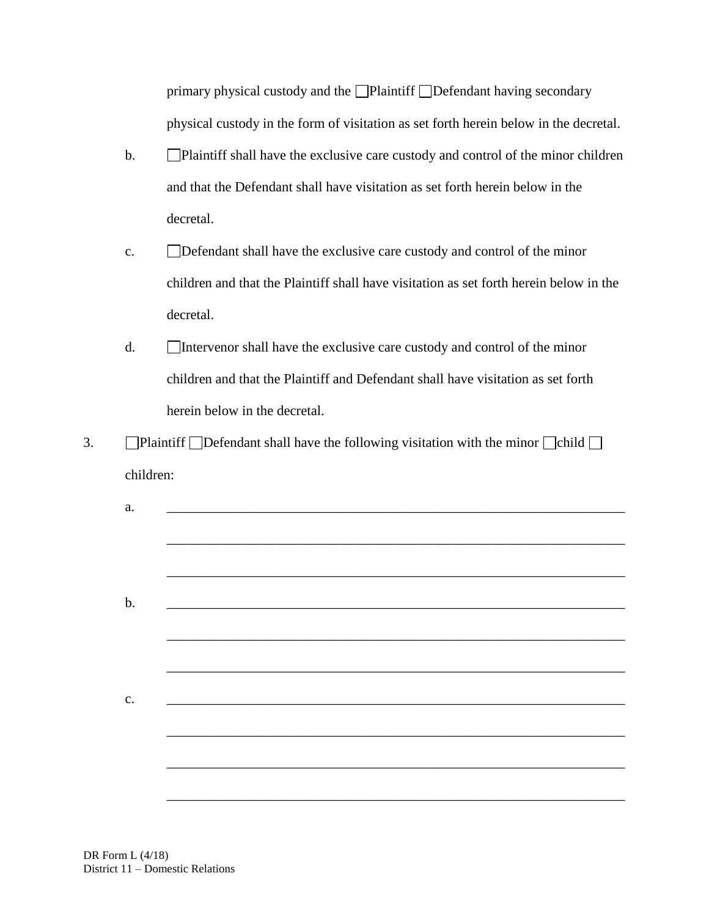primary physical custody and the ☐Plaintiff ☐Defendant having secondary physical custody in the form of visitation as set forth herein below in the decretal.

b. ☐Plaintiff shall have the exclusive care custody and control of the minor children and that the Defendant shall have visitation as set forth herein below in the decretal.

c. ☐Defendant shall have the exclusive care custody and control of the minor children and that the Plaintiff shall have visitation as set forth herein below in the decretal.

d. ☐Intervenor shall have the exclusive care custody and control of the minor children and that the Plaintiff and Defendant shall have visitation as set forth herein below in the decretal.

3. ☐Plaintiff ☐Defendant shall have the following visitation with the minor ☐child ☐ children:

a. ______________________________________________________________________

______________________________________________________________________

______________________________________________________________________

b. ______________________________________________________________________

______________________________________________________________________

______________________________________________________________________

c. ______________________________________________________________________

______________________________________________________________________

______________________________________________________________________

______________________________________________________________________

DR Form L (4/18)
District 11 – Domestic Relations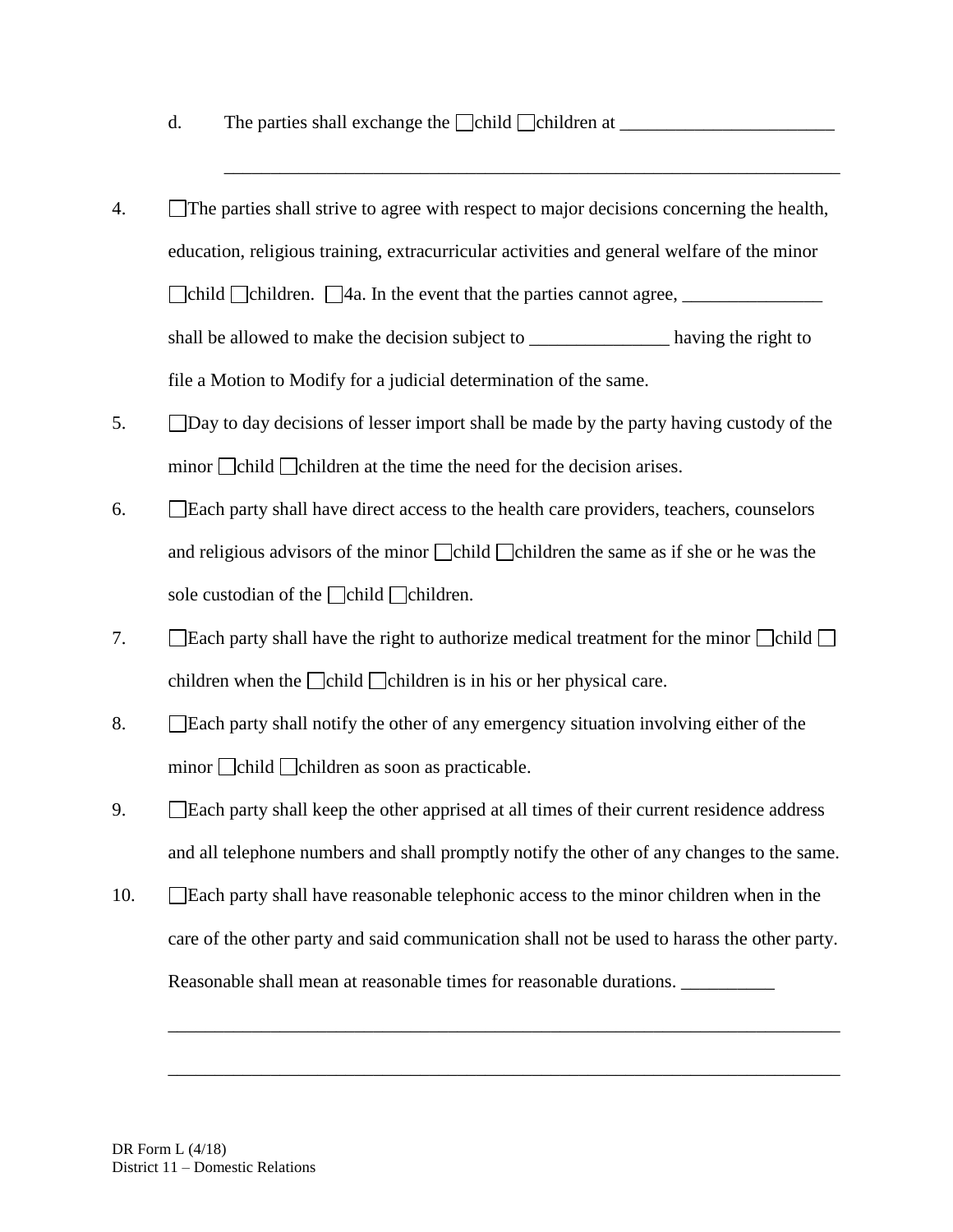d. The parties shall exchange the ☐child ☐children at ________________________

______________________________________________________________________

4. ☐The parties shall strive to agree with respect to major decisions concerning the health, education, religious training, extracurricular activities and general welfare of the minor ☐child ☐children. ☐4a. In the event that the parties cannot agree, _______________ shall be allowed to make the decision subject to _______________ having the right to file a Motion to Modify for a judicial determination of the same.

5. ☐Day to day decisions of lesser import shall be made by the party having custody of the minor ☐child ☐children at the time the need for the decision arises.

6. ☐Each party shall have direct access to the health care providers, teachers, counselors and religious advisors of the minor ☐child ☐children the same as if she or he was the sole custodian of the ☐child ☐children.

7. ☐Each party shall have the right to authorize medical treatment for the minor ☐child ☐ children when the ☐child ☐children is in his or her physical care.

8. ☐Each party shall notify the other of any emergency situation involving either of the minor ☐child ☐children as soon as practicable.

9. ☐Each party shall keep the other apprised at all times of their current residence address and all telephone numbers and shall promptly notify the other of any changes to the same.

10. ☐Each party shall have reasonable telephonic access to the minor children when in the care of the other party and said communication shall not be used to harass the other party. Reasonable shall mean at reasonable times for reasonable durations. __________

______________________________________________________________________

______________________________________________________________________

DR Form L (4/18)
District 11 – Domestic Relations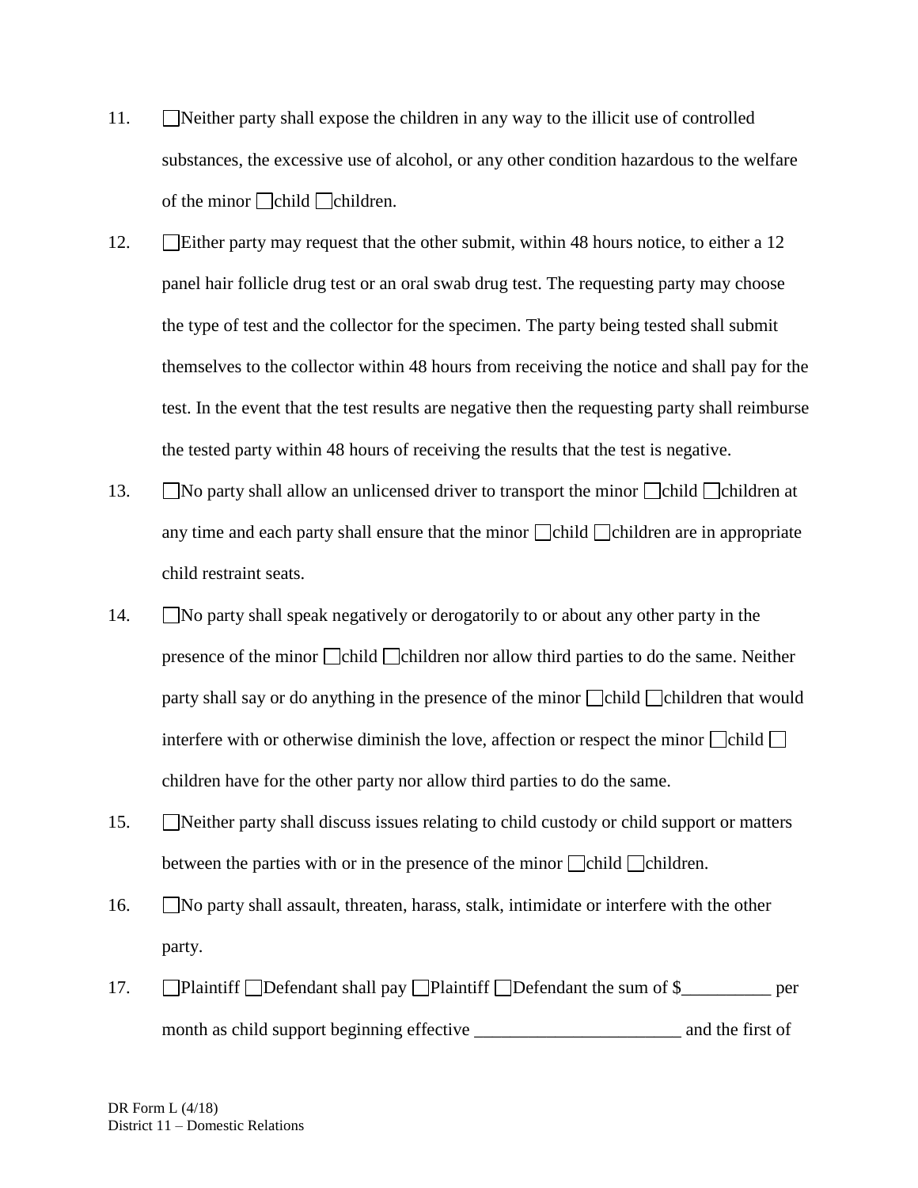11. ☐Neither party shall expose the children in any way to the illicit use of controlled substances, the excessive use of alcohol, or any other condition hazardous to the welfare of the minor ☐child ☐children.

12. ☐Either party may request that the other submit, within 48 hours notice, to either a 12 panel hair follicle drug test or an oral swab drug test. The requesting party may choose the type of test and the collector for the specimen. The party being tested shall submit themselves to the collector within 48 hours from receiving the notice and shall pay for the test. In the event that the test results are negative then the requesting party shall reimburse the tested party within 48 hours of receiving the results that the test is negative.

13. ☐No party shall allow an unlicensed driver to transport the minor ☐child ☐children at any time and each party shall ensure that the minor ☐child ☐children are in appropriate child restraint seats.

14. ☐No party shall speak negatively or derogatorily to or about any other party in the presence of the minor ☐child ☐children nor allow third parties to do the same. Neither party shall say or do anything in the presence of the minor ☐child ☐children that would interfere with or otherwise diminish the love, affection or respect the minor ☐child ☐ children have for the other party nor allow third parties to do the same.

15. ☐Neither party shall discuss issues relating to child custody or child support or matters between the parties with or in the presence of the minor ☐child ☐children.

16. ☐No party shall assault, threaten, harass, stalk, intimidate or interfere with the other party.

17. ☐Plaintiff ☐Defendant shall pay ☐Plaintiff ☐Defendant the sum of $__________ per month as child support beginning effective _______________________ and the first of

DR Form L (4/18)
District 11 – Domestic Relations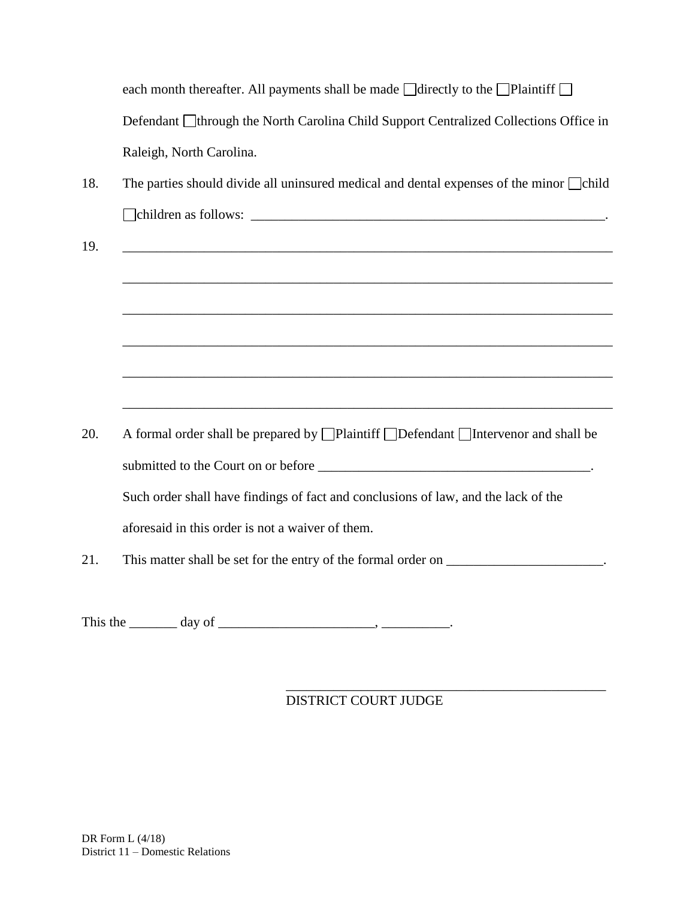each month thereafter. All payments shall be made ☐directly to the ☐Plaintiff ☐ Defendant ☐through the North Carolina Child Support Centralized Collections Office in Raleigh, North Carolina.

18. The parties should divide all uninsured medical and dental expenses of the minor ☐child ☐children as follows: _______________________________________________________.

19. ___________________________________________________________________________

___________________________________________________________________________

___________________________________________________________________________

___________________________________________________________________________

___________________________________________________________________________

___________________________________________________________________________

20. A formal order shall be prepared by ☐Plaintiff ☐Defendant ☐Intervenor and shall be submitted to the Court on or before ________________________________________. Such order shall have findings of fact and conclusions of law, and the lack of the aforesaid in this order is not a waiver of them.

21. This matter shall be set for the entry of the formal order on _______________________.

This the _______ day of _______________________, __________.

_________________________________________________

DISTRICT COURT JUDGE

DR Form L (4/18)
District 11 – Domestic Relations